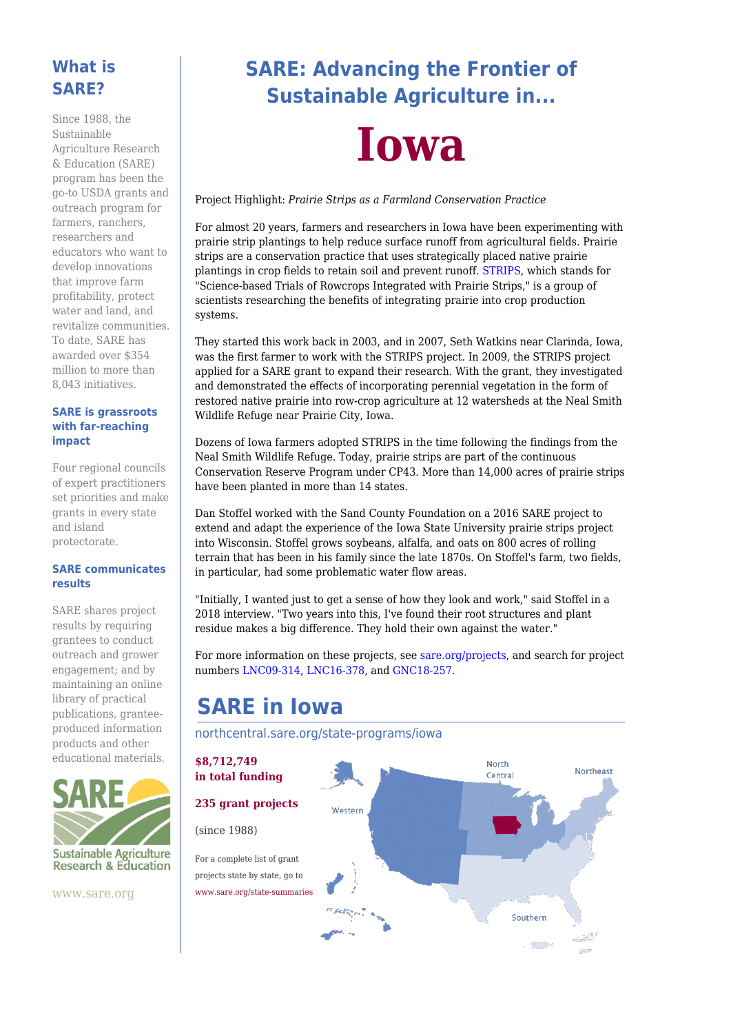# SARE: Advancing the Frontier of Sustainable Agriculture in...

# Iowa

Project Highlight: *Prairie Strips as a Farmland Conservation Practice*

For almost 20 years, farmers and researchers in Iowa have been experimenting with prairie strip plantings to help reduce surface runoff from agricultural fields. Prairie strips are a conservation practice that uses strategically placed native prairie plantings in crop fields to retain soil and prevent runoff. STRIPS, which stands for "Science-based Trials of Rowcrops Integrated with Prairie Strips," is a group of scientists researching the benefits of integrating prairie into crop production systems.

They started this work back in 2003, and in 2007, Seth Watkins near Clarinda, Iowa, was the first farmer to work with the STRIPS project. In 2009, the STRIPS project applied for a SARE grant to expand their research. With the grant, they investigated and demonstrated the effects of incorporating perennial vegetation in the form of restored native prairie into row-crop agriculture at 12 watersheds at the Neal Smith Wildlife Refuge near Prairie City, Iowa.

Dozens of Iowa farmers adopted STRIPS in the time following the findings from the Neal Smith Wildlife Refuge. Today, prairie strips are part of the continuous Conservation Reserve Program under CP43. More than 14,000 acres of prairie strips have been planted in more than 14 states.

Dan Stoffel worked with the Sand County Foundation on a 2016 SARE project to extend and adapt the experience of the Iowa State University prairie strips project into Wisconsin. Stoffel grows soybeans, alfalfa, and oats on 800 acres of rolling terrain that has been in his family since the late 1870s. On Stoffel's farm, two fields, in particular, had some problematic water flow areas.

"Initially, I wanted just to get a sense of how they look and work," said Stoffel in a 2018 interview. "Two years into this, I've found their root structures and plant residue makes a big difference. They hold their own against the water."

For more information on these projects, see sare.org/projects, and search for project numbers LNC09-314, LNC16-378, and GNC18-257.

## SARE in Iowa

northcentral.sare.org/state-programs/iowa

**$8,712,749 in total funding**

**235 grant projects**

(since 1988)

For a complete list of grant projects state by state, go to www.sare.org/state-summaries

## What is SARE?

Since 1988, the Sustainable Agriculture Research & Education (SARE) program has been the go-to USDA grants and outreach program for farmers, ranchers, researchers and educators who want to develop innovations that improve farm profitability, protect water and land, and revitalize communities. To date, SARE has awarded over $354 million to more than 8,043 initiatives.

### SARE is grassroots with far-reaching impact

Four regional councils of expert practitioners set priorities and make grants in every state and island protectorate.

### SARE communicates results

SARE shares project results by requiring grantees to conduct outreach and grower engagement; and by maintaining an online library of practical publications, grantee-produced information products and other educational materials.

SARE Sustainable Agriculture Research & Education

www.sare.org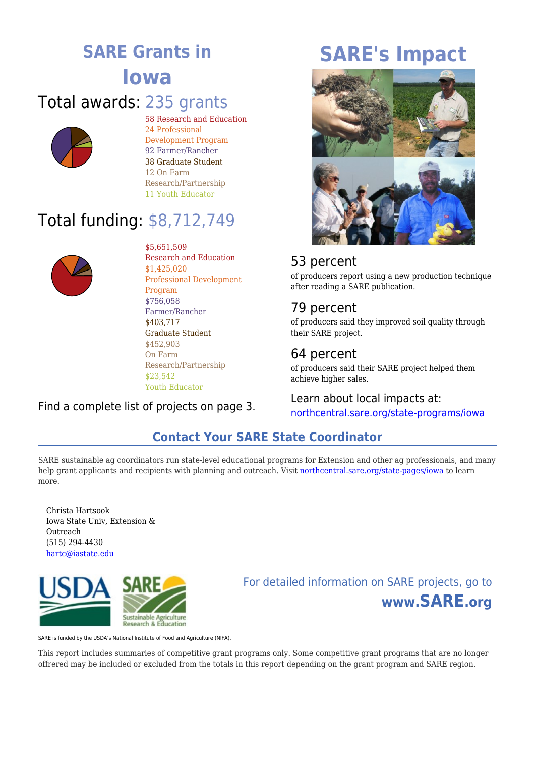# SARE Grants in Iowa

## Total awards: 235 grants

- 58 Research and Education
- 24 Professional Development Program
- 92 Farmer/Rancher
- 38 Graduate Student
- 12 On Farm Research/Partnership
- 11 Youth Educator

## Total funding: $8,712,749

- $5,651,509 Research and Education
- $1,425,020 Professional Development Program
- $756,058 Farmer/Rancher
- $403,717 Graduate Student
- $452,903 On Farm Research/Partnership
- $23,542 Youth Educator

Find a complete list of projects on page 3.

# SARE's Impact

### 53 percent

of producers report using a new production technique after reading a SARE publication.

### 79 percent

of producers said they improved soil quality through their SARE project.

### 64 percent

of producers said their SARE project helped them achieve higher sales.

Learn about local impacts at:
northcentral.sare.org/state-programs/iowa

## Contact Your SARE State Coordinator

SARE sustainable ag coordinators run state-level educational programs for Extension and other ag professionals, and many help grant applicants and recipients with planning and outreach. Visit northcentral.sare.org/state-pages/iowa to learn more.

Christa Hartsook
Iowa State Univ, Extension & Outreach
(515) 294-4430
hartc@iastate.edu

For detailed information on SARE projects, go to **www.SARE.org**

SARE is funded by the USDA's National Institute of Food and Agriculture (NIFA).

This report includes summaries of competitive grant programs only. Some competitive grant programs that are no longer offrered may be included or excluded from the totals in this report depending on the grant program and SARE region.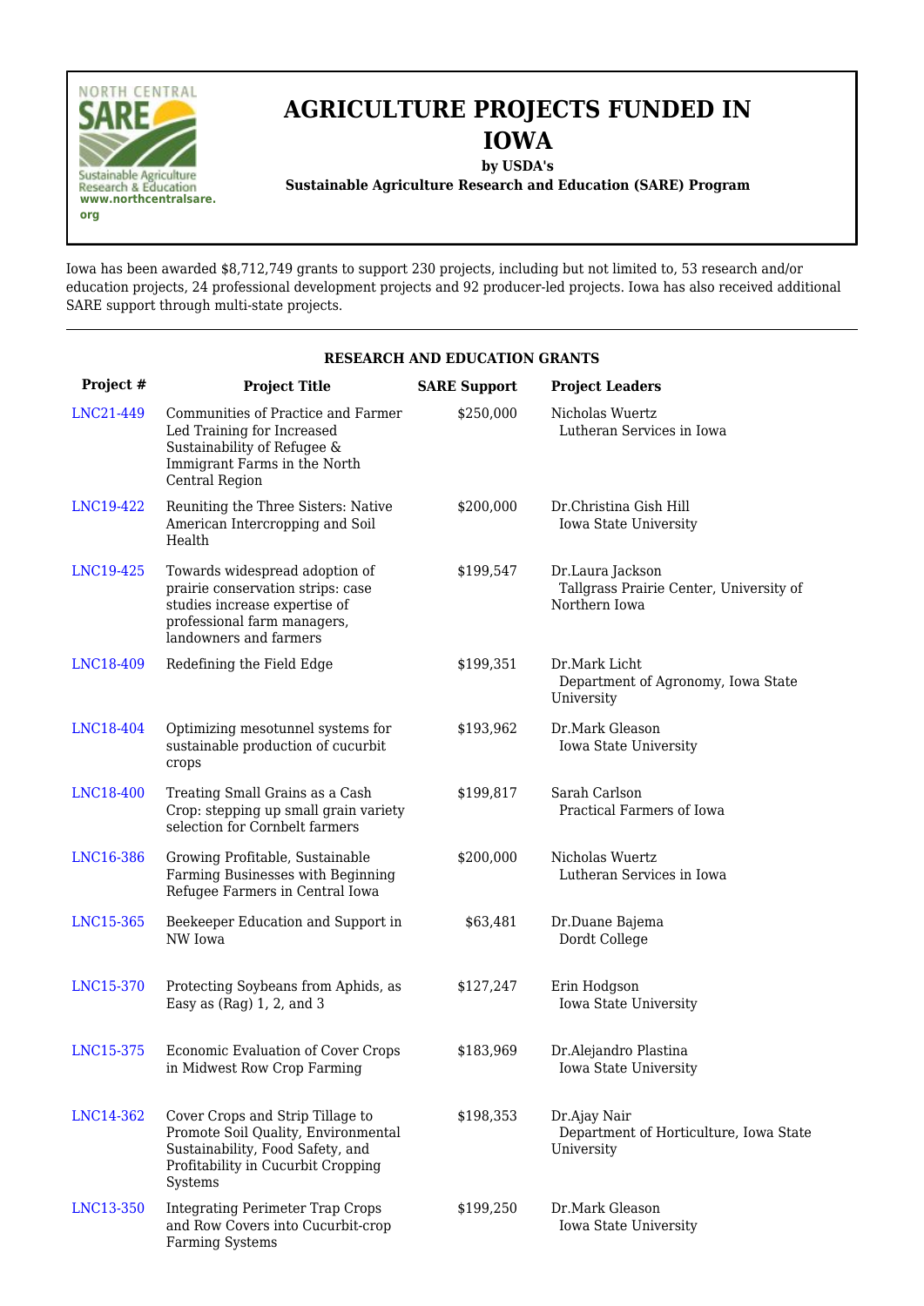# AGRICULTURE PROJECTS FUNDED IN IOWA

**by USDA's**

**Sustainable Agriculture Research and Education (SARE) Program**

Iowa has been awarded $8,712,749 grants to support 230 projects, including but not limited to, 53 research and/or education projects, 24 professional development projects and 92 producer-led projects. Iowa has also received additional SARE support through multi-state projects.

---

**RESEARCH AND EDUCATION GRANTS**

| Project # | Project Title | SARE Support | Project Leaders |
|---|---|---|---|
| LNC21-449 | Communities of Practice and Farmer Led Training for Increased Sustainability of Refugee & Immigrant Farms in the North Central Region | $250,000 | Nicholas Wuertz<br>Lutheran Services in Iowa |
| LNC19-422 | Reuniting the Three Sisters: Native American Intercropping and Soil Health | $200,000 | Dr.Christina Gish Hill<br>Iowa State University |
| LNC19-425 | Towards widespread adoption of prairie conservation strips: case studies increase expertise of professional farm managers, landowners and farmers | $199,547 | Dr.Laura Jackson<br>Tallgrass Prairie Center, University of Northern Iowa |
| LNC18-409 | Redefining the Field Edge | $199,351 | Dr.Mark Licht<br>Department of Agronomy, Iowa State University |
| LNC18-404 | Optimizing mesotunnel systems for sustainable production of cucurbit crops | $193,962 | Dr.Mark Gleason<br>Iowa State University |
| LNC18-400 | Treating Small Grains as a Cash Crop: stepping up small grain variety selection for Cornbelt farmers | $199,817 | Sarah Carlson<br>Practical Farmers of Iowa |
| LNC16-386 | Growing Profitable, Sustainable Farming Businesses with Beginning Refugee Farmers in Central Iowa | $200,000 | Nicholas Wuertz<br>Lutheran Services in Iowa |
| LNC15-365 | Beekeeper Education and Support in NW Iowa | $63,481 | Dr.Duane Bajema<br>Dordt College |
| LNC15-370 | Protecting Soybeans from Aphids, as Easy as (Rag) 1, 2, and 3 | $127,247 | Erin Hodgson<br>Iowa State University |
| LNC15-375 | Economic Evaluation of Cover Crops in Midwest Row Crop Farming | $183,969 | Dr.Alejandro Plastina<br>Iowa State University |
| LNC14-362 | Cover Crops and Strip Tillage to Promote Soil Quality, Environmental Sustainability, Food Safety, and Profitability in Cucurbit Cropping Systems | $198,353 | Dr.Ajay Nair<br>Department of Horticulture, Iowa State University |
| LNC13-350 | Integrating Perimeter Trap Crops and Row Covers into Cucurbit-crop Farming Systems | $199,250 | Dr.Mark Gleason<br>Iowa State University |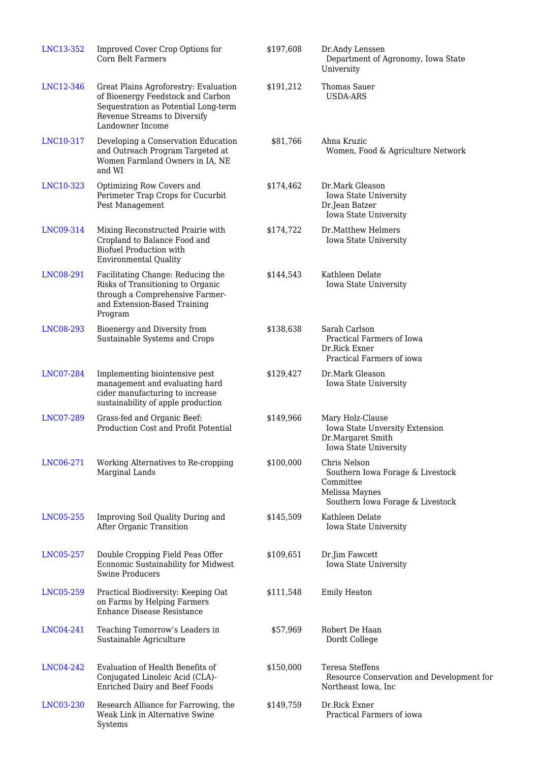| | | | |
|---|---|---|---|
| LNC13-352 | Improved Cover Crop Options for Corn Belt Farmers | $197,608 | Dr.Andy Lenssen<br>Department of Agronomy, Iowa State University |
| LNC12-346 | Great Plains Agroforestry: Evaluation of Bioenergy Feedstock and Carbon Sequestration as Potential Long-term Revenue Streams to Diversify Landowner Income | $191,212 | Thomas Sauer<br>USDA-ARS |
| LNC10-317 | Developing a Conservation Education and Outreach Program Targeted at Women Farmland Owners in IA, NE and WI | $81,766 | Ahna Kruzic<br>Women, Food & Agriculture Network |
| LNC10-323 | Optimizing Row Covers and Perimeter Trap Crops for Cucurbit Pest Management | $174,462 | Dr.Mark Gleason<br>Iowa State University<br>Dr.Jean Batzer<br>Iowa State University |
| LNC09-314 | Mixing Reconstructed Prairie with Cropland to Balance Food and Biofuel Production with Environmental Quality | $174,722 | Dr.Matthew Helmers<br>Iowa State University |
| LNC08-291 | Facilitating Change: Reducing the Risks of Transitioning to Organic through a Comprehensive Farmer- and Extension-Based Training Program | $144,543 | Kathleen Delate<br>Iowa State University |
| LNC08-293 | Bioenergy and Diversity from Sustainable Systems and Crops | $138,638 | Sarah Carlson<br>Practical Farmers of Iowa<br>Dr.Rick Exner<br>Practical Farmers of iowa |
| LNC07-284 | Implementing biointensive pest management and evaluating hard cider manufacturing to increase sustainability of apple production | $129,427 | Dr.Mark Gleason<br>Iowa State University |
| LNC07-289 | Grass-fed and Organic Beef: Production Cost and Profit Potential | $149,966 | Mary Holz-Clause<br>Iowa State Unversity Extension<br>Dr.Margaret Smith<br>Iowa State University |
| LNC06-271 | Working Alternatives to Re-cropping Marginal Lands | $100,000 | Chris Nelson<br>Southern Iowa Forage & Livestock Committee<br>Melissa Maynes<br>Southern Iowa Forage & Livestock |
| LNC05-255 | Improving Soil Quality During and After Organic Transition | $145,509 | Kathleen Delate<br>Iowa State University |
| LNC05-257 | Double Cropping Field Peas Offer Economic Sustainability for Midwest Swine Producers | $109,651 | Dr.Jim Fawcett<br>Iowa State University |
| LNC05-259 | Practical Biodiversity: Keeping Oat on Farms by Helping Farmers Enhance Disease Resistance | $111,548 | Emily Heaton |
| LNC04-241 | Teaching Tomorrow's Leaders in Sustainable Agriculture | $57,969 | Robert De Haan<br>Dordt College |
| LNC04-242 | Evaluation of Health Benefits of Conjugated Linoleic Acid (CLA)-Enriched Dairy and Beef Foods | $150,000 | Teresa Steffens<br>Resource Conservation and Development for Northeast Iowa, Inc |
| LNC03-230 | Research Alliance for Farrowing, the Weak Link in Alternative Swine Systems | $149,759 | Dr.Rick Exner<br>Practical Farmers of iowa |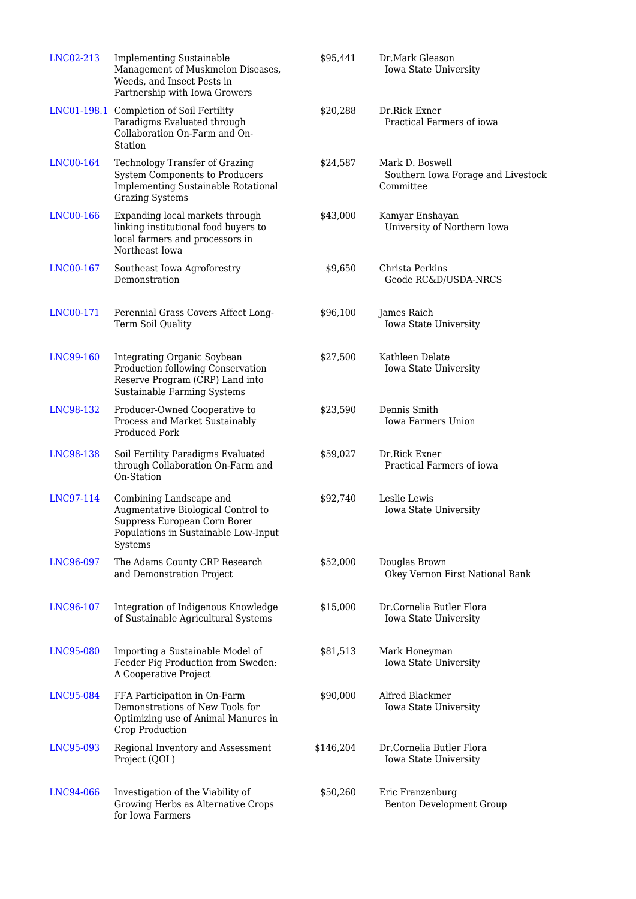| | | | |
|---|---|---|---|
| LNC02-213 | Implementing Sustainable Management of Muskmelon Diseases, Weeds, and Insect Pests in Partnership with Iowa Growers | $95,441 | Dr.Mark Gleason<br>Iowa State University |
| LNC01-198.1 | Completion of Soil Fertility Paradigms Evaluated through Collaboration On-Farm and On-Station | $20,288 | Dr.Rick Exner<br>Practical Farmers of iowa |
| LNC00-164 | Technology Transfer of Grazing System Components to Producers Implementing Sustainable Rotational Grazing Systems | $24,587 | Mark D. Boswell<br>Southern Iowa Forage and Livestock Committee |
| LNC00-166 | Expanding local markets through linking institutional food buyers to local farmers and processors in Northeast Iowa | $43,000 | Kamyar Enshayan<br>University of Northern Iowa |
| LNC00-167 | Southeast Iowa Agroforestry Demonstration | $9,650 | Christa Perkins<br>Geode RC&D/USDA-NRCS |
| LNC00-171 | Perennial Grass Covers Affect Long-Term Soil Quality | $96,100 | James Raich<br>Iowa State University |
| LNC99-160 | Integrating Organic Soybean Production following Conservation Reserve Program (CRP) Land into Sustainable Farming Systems | $27,500 | Kathleen Delate<br>Iowa State University |
| LNC98-132 | Producer-Owned Cooperative to Process and Market Sustainably Produced Pork | $23,590 | Dennis Smith<br>Iowa Farmers Union |
| LNC98-138 | Soil Fertility Paradigms Evaluated through Collaboration On-Farm and On-Station | $59,027 | Dr.Rick Exner<br>Practical Farmers of iowa |
| LNC97-114 | Combining Landscape and Augmentative Biological Control to Suppress European Corn Borer Populations in Sustainable Low-Input Systems | $92,740 | Leslie Lewis<br>Iowa State University |
| LNC96-097 | The Adams County CRP Research and Demonstration Project | $52,000 | Douglas Brown<br>Okey Vernon First National Bank |
| LNC96-107 | Integration of Indigenous Knowledge of Sustainable Agricultural Systems | $15,000 | Dr.Cornelia Butler Flora<br>Iowa State University |
| LNC95-080 | Importing a Sustainable Model of Feeder Pig Production from Sweden: A Cooperative Project | $81,513 | Mark Honeyman<br>Iowa State University |
| LNC95-084 | FFA Participation in On-Farm Demonstrations of New Tools for Optimizing use of Animal Manures in Crop Production | $90,000 | Alfred Blackmer<br>Iowa State University |
| LNC95-093 | Regional Inventory and Assessment Project (QOL) | $146,204 | Dr.Cornelia Butler Flora<br>Iowa State University |
| LNC94-066 | Investigation of the Viability of Growing Herbs as Alternative Crops for Iowa Farmers | $50,260 | Eric Franzenburg<br>Benton Development Group |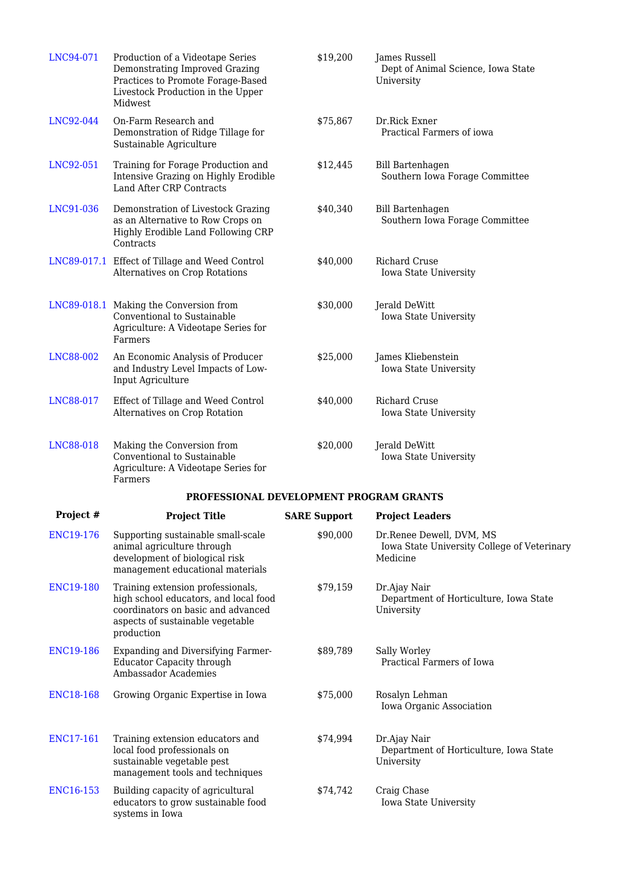| | | | |
|---|---|---|---|
| LNC94-071 | Production of a Videotape Series Demonstrating Improved Grazing Practices to Promote Forage-Based Livestock Production in the Upper Midwest | $19,200 | James Russell<br>Dept of Animal Science, Iowa State University |
| LNC92-044 | On-Farm Research and Demonstration of Ridge Tillage for Sustainable Agriculture | $75,867 | Dr.Rick Exner<br>Practical Farmers of iowa |
| LNC92-051 | Training for Forage Production and Intensive Grazing on Highly Erodible Land After CRP Contracts | $12,445 | Bill Bartenhagen<br>Southern Iowa Forage Committee |
| LNC91-036 | Demonstration of Livestock Grazing as an Alternative to Row Crops on Highly Erodible Land Following CRP Contracts | $40,340 | Bill Bartenhagen<br>Southern Iowa Forage Committee |
| LNC89-017.1 | Effect of Tillage and Weed Control Alternatives on Crop Rotations | $40,000 | Richard Cruse<br>Iowa State University |
| LNC89-018.1 | Making the Conversion from Conventional to Sustainable Agriculture: A Videotape Series for Farmers | $30,000 | Jerald DeWitt<br>Iowa State University |
| LNC88-002 | An Economic Analysis of Producer and Industry Level Impacts of Low-Input Agriculture | $25,000 | James Kliebenstein<br>Iowa State University |
| LNC88-017 | Effect of Tillage and Weed Control Alternatives on Crop Rotation | $40,000 | Richard Cruse<br>Iowa State University |
| LNC88-018 | Making the Conversion from Conventional to Sustainable Agriculture: A Videotape Series for Farmers | $20,000 | Jerald DeWitt<br>Iowa State University |

**PROFESSIONAL DEVELOPMENT PROGRAM GRANTS**

| Project # | Project Title | SARE Support | Project Leaders |
|---|---|---|---|
| ENC19-176 | Supporting sustainable small-scale animal agriculture through development of biological risk management educational materials | $90,000 | Dr.Renee Dewell, DVM, MS<br>Iowa State University College of Veterinary Medicine |
| ENC19-180 | Training extension professionals, high school educators, and local food coordinators on basic and advanced aspects of sustainable vegetable production | $79,159 | Dr.Ajay Nair<br>Department of Horticulture, Iowa State University |
| ENC19-186 | Expanding and Diversifying Farmer-Educator Capacity through Ambassador Academies | $89,789 | Sally Worley<br>Practical Farmers of Iowa |
| ENC18-168 | Growing Organic Expertise in Iowa | $75,000 | Rosalyn Lehman<br>Iowa Organic Association |
| ENC17-161 | Training extension educators and local food professionals on sustainable vegetable pest management tools and techniques | $74,994 | Dr.Ajay Nair<br>Department of Horticulture, Iowa State University |
| ENC16-153 | Building capacity of agricultural educators to grow sustainable food systems in Iowa | $74,742 | Craig Chase<br>Iowa State University |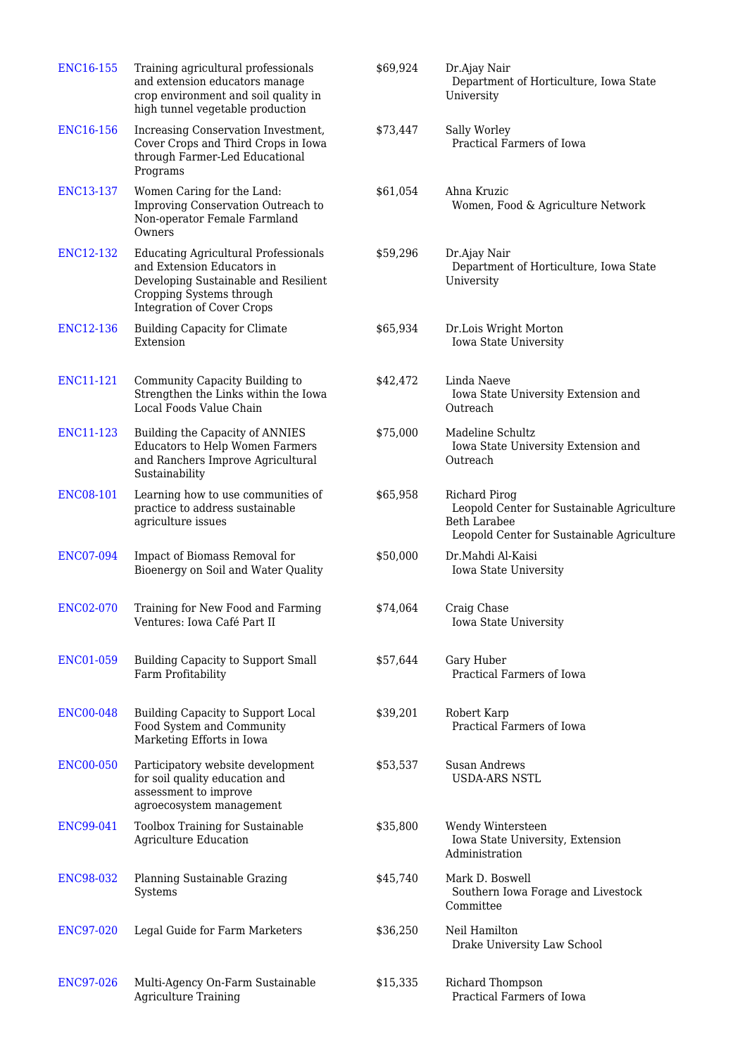| | | | |
|---|---|---|---|
| ENC16-155 | Training agricultural professionals and extension educators manage crop environment and soil quality in high tunnel vegetable production | $69,924 | Dr.Ajay Nair<br>Department of Horticulture, Iowa State University |
| ENC16-156 | Increasing Conservation Investment, Cover Crops and Third Crops in Iowa through Farmer-Led Educational Programs | $73,447 | Sally Worley<br>Practical Farmers of Iowa |
| ENC13-137 | Women Caring for the Land: Improving Conservation Outreach to Non-operator Female Farmland Owners | $61,054 | Ahna Kruzic<br>Women, Food & Agriculture Network |
| ENC12-132 | Educating Agricultural Professionals and Extension Educators in Developing Sustainable and Resilient Cropping Systems through Integration of Cover Crops | $59,296 | Dr.Ajay Nair<br>Department of Horticulture, Iowa State University |
| ENC12-136 | Building Capacity for Climate Extension | $65,934 | Dr.Lois Wright Morton<br>Iowa State University |
| ENC11-121 | Community Capacity Building to Strengthen the Links within the Iowa Local Foods Value Chain | $42,472 | Linda Naeve<br>Iowa State University Extension and Outreach |
| ENC11-123 | Building the Capacity of ANNIES Educators to Help Women Farmers and Ranchers Improve Agricultural Sustainability | $75,000 | Madeline Schultz<br>Iowa State University Extension and Outreach |
| ENC08-101 | Learning how to use communities of practice to address sustainable agriculture issues | $65,958 | Richard Pirog<br>Leopold Center for Sustainable Agriculture<br>Beth Larabee<br>Leopold Center for Sustainable Agriculture |
| ENC07-094 | Impact of Biomass Removal for Bioenergy on Soil and Water Quality | $50,000 | Dr.Mahdi Al-Kaisi<br>Iowa State University |
| ENC02-070 | Training for New Food and Farming Ventures: Iowa Café Part II | $74,064 | Craig Chase<br>Iowa State University |
| ENC01-059 | Building Capacity to Support Small Farm Profitability | $57,644 | Gary Huber<br>Practical Farmers of Iowa |
| ENC00-048 | Building Capacity to Support Local Food System and Community Marketing Efforts in Iowa | $39,201 | Robert Karp<br>Practical Farmers of Iowa |
| ENC00-050 | Participatory website development for soil quality education and assessment to improve agroecosystem management | $53,537 | Susan Andrews<br>USDA-ARS NSTL |
| ENC99-041 | Toolbox Training for Sustainable Agriculture Education | $35,800 | Wendy Wintersteen<br>Iowa State University, Extension Administration |
| ENC98-032 | Planning Sustainable Grazing Systems | $45,740 | Mark D. Boswell<br>Southern Iowa Forage and Livestock Committee |
| ENC97-020 | Legal Guide for Farm Marketers | $36,250 | Neil Hamilton<br>Drake University Law School |
| ENC97-026 | Multi-Agency On-Farm Sustainable Agriculture Training | $15,335 | Richard Thompson<br>Practical Farmers of Iowa |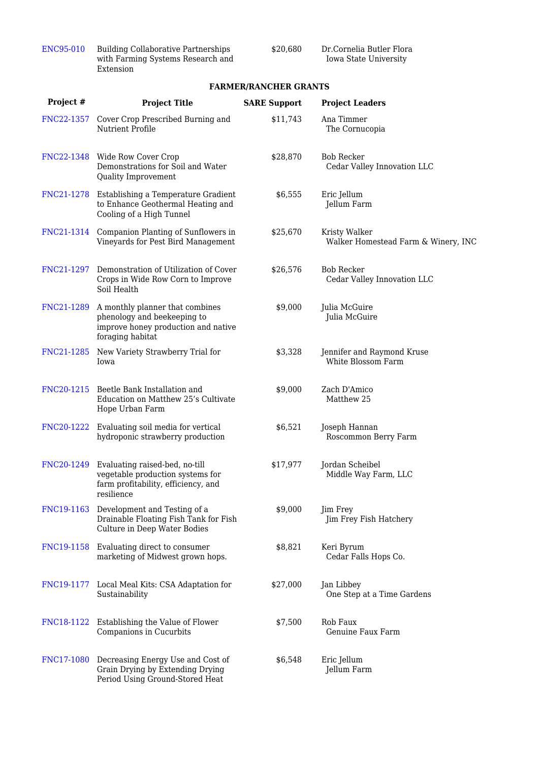| | | | |
|---|---|---|---|
| ENC95-010 | Building Collaborative Partnerships with Farming Systems Research and Extension | $20,680 | Dr.Cornelia Butler Flora<br>Iowa State University |

**FARMER/RANCHER GRANTS**

| Project # | Project Title | SARE Support | Project Leaders |
|---|---|---|---|
| FNC22-1357 | Cover Crop Prescribed Burning and Nutrient Profile | $11,743 | Ana Timmer<br>The Cornucopia |
| FNC22-1348 | Wide Row Cover Crop Demonstrations for Soil and Water Quality Improvement | $28,870 | Bob Recker<br>Cedar Valley Innovation LLC |
| FNC21-1278 | Establishing a Temperature Gradient to Enhance Geothermal Heating and Cooling of a High Tunnel | $6,555 | Eric Jellum<br>Jellum Farm |
| FNC21-1314 | Companion Planting of Sunflowers in Vineyards for Pest Bird Management | $25,670 | Kristy Walker<br>Walker Homestead Farm & Winery, INC |
| FNC21-1297 | Demonstration of Utilization of Cover Crops in Wide Row Corn to Improve Soil Health | $26,576 | Bob Recker<br>Cedar Valley Innovation LLC |
| FNC21-1289 | A monthly planner that combines phenology and beekeeping to improve honey production and native foraging habitat | $9,000 | Julia McGuire<br>Julia McGuire |
| FNC21-1285 | New Variety Strawberry Trial for Iowa | $3,328 | Jennifer and Raymond Kruse<br>White Blossom Farm |
| FNC20-1215 | Beetle Bank Installation and Education on Matthew 25's Cultivate Hope Urban Farm | $9,000 | Zach D'Amico<br>Matthew 25 |
| FNC20-1222 | Evaluating soil media for vertical hydroponic strawberry production | $6,521 | Joseph Hannan<br>Roscommon Berry Farm |
| FNC20-1249 | Evaluating raised-bed, no-till vegetable production systems for farm profitability, efficiency, and resilience | $17,977 | Jordan Scheibel<br>Middle Way Farm, LLC |
| FNC19-1163 | Development and Testing of a Drainable Floating Fish Tank for Fish Culture in Deep Water Bodies | $9,000 | Jim Frey<br>Jim Frey Fish Hatchery |
| FNC19-1158 | Evaluating direct to consumer marketing of Midwest grown hops. | $8,821 | Keri Byrum<br>Cedar Falls Hops Co. |
| FNC19-1177 | Local Meal Kits: CSA Adaptation for Sustainability | $27,000 | Jan Libbey<br>One Step at a Time Gardens |
| FNC18-1122 | Establishing the Value of Flower Companions in Cucurbits | $7,500 | Rob Faux<br>Genuine Faux Farm |
| FNC17-1080 | Decreasing Energy Use and Cost of Grain Drying by Extending Drying Period Using Ground-Stored Heat | $6,548 | Eric Jellum<br>Jellum Farm |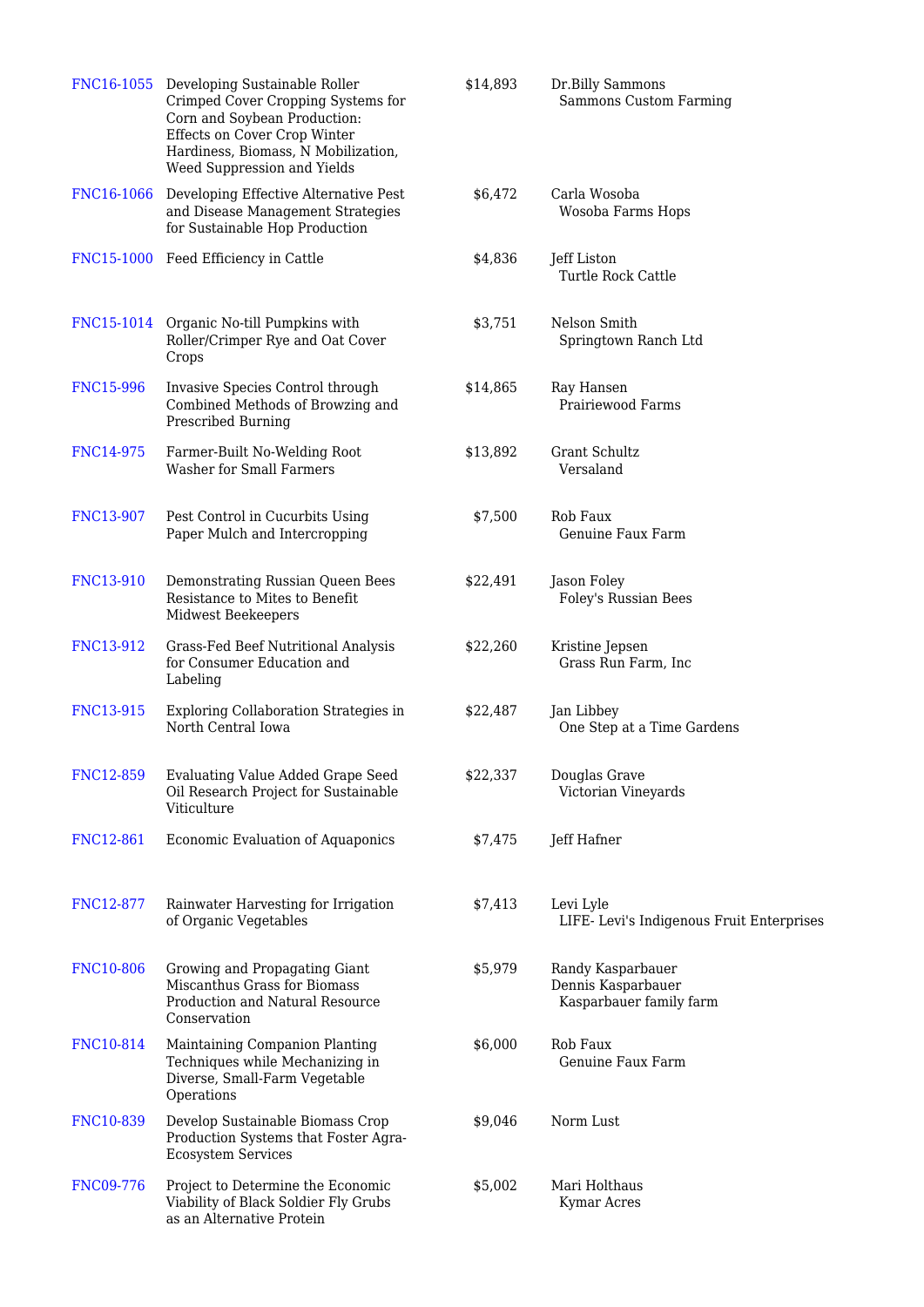| | | | |
|---|---|---|---|
| FNC16-1055 | Developing Sustainable Roller Crimped Cover Cropping Systems for Corn and Soybean Production: Effects on Cover Crop Winter Hardiness, Biomass, N Mobilization, Weed Suppression and Yields | $14,893 | Dr.Billy Sammons<br>Sammons Custom Farming |
| FNC16-1066 | Developing Effective Alternative Pest and Disease Management Strategies for Sustainable Hop Production | $6,472 | Carla Wosoba<br>Wosoba Farms Hops |
| FNC15-1000 | Feed Efficiency in Cattle | $4,836 | Jeff Liston<br>Turtle Rock Cattle |
| FNC15-1014 | Organic No-till Pumpkins with Roller/Crimper Rye and Oat Cover Crops | $3,751 | Nelson Smith<br>Springtown Ranch Ltd |
| FNC15-996 | Invasive Species Control through Combined Methods of Browzing and Prescribed Burning | $14,865 | Ray Hansen<br>Prairiewood Farms |
| FNC14-975 | Farmer-Built No-Welding Root Washer for Small Farmers | $13,892 | Grant Schultz<br>Versaland |
| FNC13-907 | Pest Control in Cucurbits Using Paper Mulch and Intercropping | $7,500 | Rob Faux<br>Genuine Faux Farm |
| FNC13-910 | Demonstrating Russian Queen Bees Resistance to Mites to Benefit Midwest Beekeepers | $22,491 | Jason Foley<br>Foley's Russian Bees |
| FNC13-912 | Grass-Fed Beef Nutritional Analysis for Consumer Education and Labeling | $22,260 | Kristine Jepsen<br>Grass Run Farm, Inc |
| FNC13-915 | Exploring Collaboration Strategies in North Central Iowa | $22,487 | Jan Libbey<br>One Step at a Time Gardens |
| FNC12-859 | Evaluating Value Added Grape Seed Oil Research Project for Sustainable Viticulture | $22,337 | Douglas Grave<br>Victorian Vineyards |
| FNC12-861 | Economic Evaluation of Aquaponics | $7,475 | Jeff Hafner |
| FNC12-877 | Rainwater Harvesting for Irrigation of Organic Vegetables | $7,413 | Levi Lyle<br>LIFE- Levi's Indigenous Fruit Enterprises |
| FNC10-806 | Growing and Propagating Giant Miscanthus Grass for Biomass Production and Natural Resource Conservation | $5,979 | Randy Kasparbauer<br>Dennis Kasparbauer<br>Kasparbauer family farm |
| FNC10-814 | Maintaining Companion Planting Techniques while Mechanizing in Diverse, Small-Farm Vegetable Operations | $6,000 | Rob Faux<br>Genuine Faux Farm |
| FNC10-839 | Develop Sustainable Biomass Crop Production Systems that Foster Agra-Ecosystem Services | $9,046 | Norm Lust |
| FNC09-776 | Project to Determine the Economic Viability of Black Soldier Fly Grubs as an Alternative Protein | $5,002 | Mari Holthaus<br>Kymar Acres |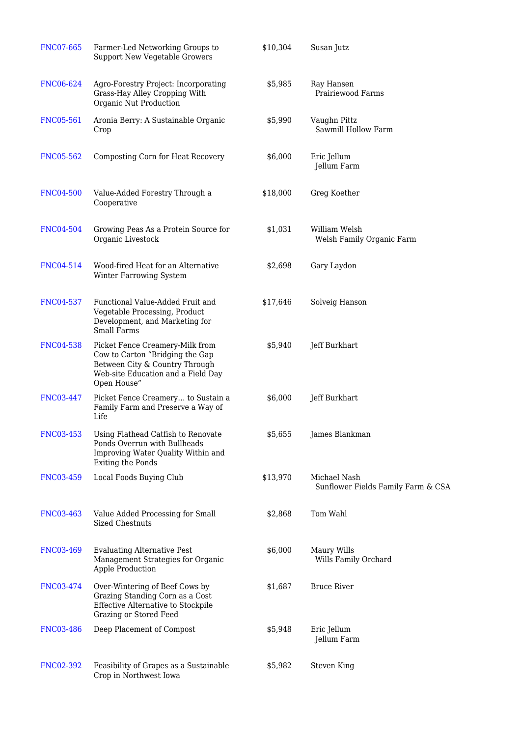| | | | |
|---|---|---|---|
| FNC07-665 | Farmer-Led Networking Groups to Support New Vegetable Growers | $10,304 | Susan Jutz |
| FNC06-624 | Agro-Forestry Project: Incorporating Grass-Hay Alley Cropping With Organic Nut Production | $5,985 | Ray Hansen<br>Prairiewood Farms |
| FNC05-561 | Aronia Berry: A Sustainable Organic Crop | $5,990 | Vaughn Pittz<br>Sawmill Hollow Farm |
| FNC05-562 | Composting Corn for Heat Recovery | $6,000 | Eric Jellum<br>Jellum Farm |
| FNC04-500 | Value-Added Forestry Through a Cooperative | $18,000 | Greg Koether |
| FNC04-504 | Growing Peas As a Protein Source for Organic Livestock | $1,031 | William Welsh<br>Welsh Family Organic Farm |
| FNC04-514 | Wood-fired Heat for an Alternative Winter Farrowing System | $2,698 | Gary Laydon |
| FNC04-537 | Functional Value-Added Fruit and Vegetable Processing, Product Development, and Marketing for Small Farms | $17,646 | Solveig Hanson |
| FNC04-538 | Picket Fence Creamery-Milk from Cow to Carton "Bridging the Gap Between City & Country Through Web-site Education and a Field Day Open House" | $5,940 | Jeff Burkhart |
| FNC03-447 | Picket Fence Creamery... to Sustain a Family Farm and Preserve a Way of Life | $6,000 | Jeff Burkhart |
| FNC03-453 | Using Flathead Catfish to Renovate Ponds Overrun with Bullheads Improving Water Quality Within and Exiting the Ponds | $5,655 | James Blankman |
| FNC03-459 | Local Foods Buying Club | $13,970 | Michael Nash<br>Sunflower Fields Family Farm & CSA |
| FNC03-463 | Value Added Processing for Small Sized Chestnuts | $2,868 | Tom Wahl |
| FNC03-469 | Evaluating Alternative Pest Management Strategies for Organic Apple Production | $6,000 | Maury Wills<br>Wills Family Orchard |
| FNC03-474 | Over-Wintering of Beef Cows by Grazing Standing Corn as a Cost Effective Alternative to Stockpile Grazing or Stored Feed | $1,687 | Bruce River |
| FNC03-486 | Deep Placement of Compost | $5,948 | Eric Jellum<br>Jellum Farm |
| FNC02-392 | Feasibility of Grapes as a Sustainable Crop in Northwest Iowa | $5,982 | Steven King |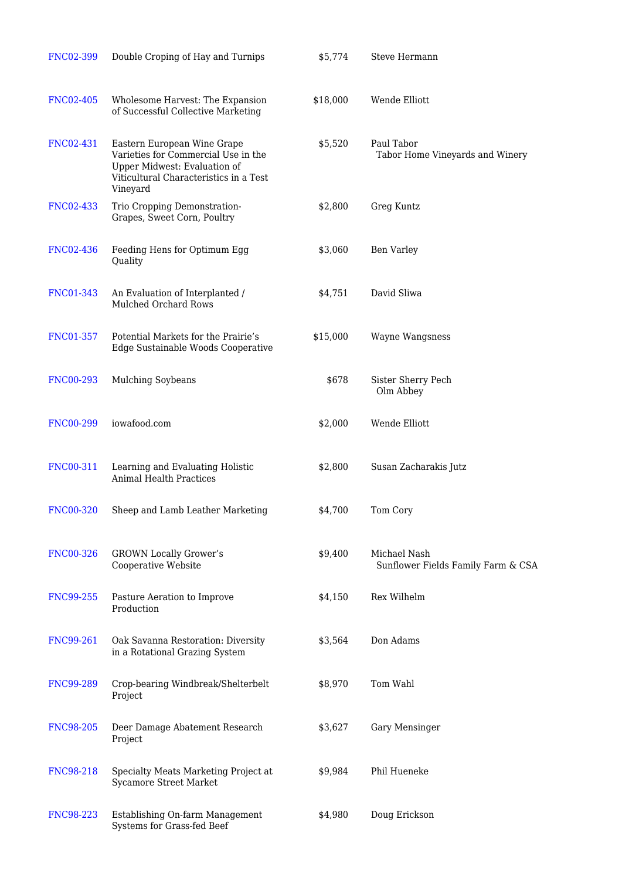| | | | |
|---|---|---|---|
| FNC02-399 | Double Croping of Hay and Turnips | $5,774 | Steve Hermann |
| FNC02-405 | Wholesome Harvest: The Expansion of Successful Collective Marketing | $18,000 | Wende Elliott |
| FNC02-431 | Eastern European Wine Grape Varieties for Commercial Use in the Upper Midwest: Evaluation of Viticultural Characteristics in a Test Vineyard | $5,520 | Paul Tabor<br>Tabor Home Vineyards and Winery |
| FNC02-433 | Trio Cropping Demonstration-Grapes, Sweet Corn, Poultry | $2,800 | Greg Kuntz |
| FNC02-436 | Feeding Hens for Optimum Egg Quality | $3,060 | Ben Varley |
| FNC01-343 | An Evaluation of Interplanted / Mulched Orchard Rows | $4,751 | David Sliwa |
| FNC01-357 | Potential Markets for the Prairie's Edge Sustainable Woods Cooperative | $15,000 | Wayne Wangsness |
| FNC00-293 | Mulching Soybeans | $678 | Sister Sherry Pech<br>Olm Abbey |
| FNC00-299 | iowafood.com | $2,000 | Wende Elliott |
| FNC00-311 | Learning and Evaluating Holistic Animal Health Practices | $2,800 | Susan Zacharakis Jutz |
| FNC00-320 | Sheep and Lamb Leather Marketing | $4,700 | Tom Cory |
| FNC00-326 | GROWN Locally Grower's Cooperative Website | $9,400 | Michael Nash<br>Sunflower Fields Family Farm & CSA |
| FNC99-255 | Pasture Aeration to Improve Production | $4,150 | Rex Wilhelm |
| FNC99-261 | Oak Savanna Restoration: Diversity in a Rotational Grazing System | $3,564 | Don Adams |
| FNC99-289 | Crop-bearing Windbreak/Shelterbelt Project | $8,970 | Tom Wahl |
| FNC98-205 | Deer Damage Abatement Research Project | $3,627 | Gary Mensinger |
| FNC98-218 | Specialty Meats Marketing Project at Sycamore Street Market | $9,984 | Phil Hueneke |
| FNC98-223 | Establishing On-farm Management Systems for Grass-fed Beef | $4,980 | Doug Erickson |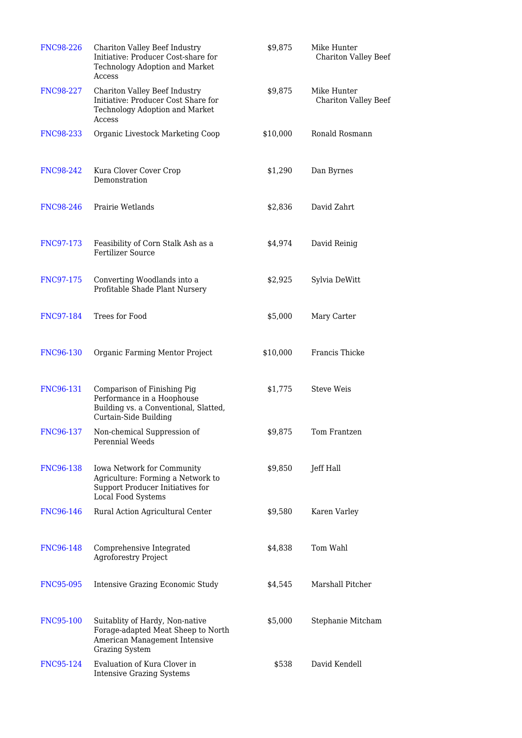| | | | |
|---|---|---|---|
| FNC98-226 | Chariton Valley Beef Industry Initiative: Producer Cost-share for Technology Adoption and Market Access | $9,875 | Mike Hunter Chariton Valley Beef |
| FNC98-227 | Chariton Valley Beef Industry Initiative: Producer Cost Share for Technology Adoption and Market Access | $9,875 | Mike Hunter Chariton Valley Beef |
| FNC98-233 | Organic Livestock Marketing Coop | $10,000 | Ronald Rosmann |
| FNC98-242 | Kura Clover Cover Crop Demonstration | $1,290 | Dan Byrnes |
| FNC98-246 | Prairie Wetlands | $2,836 | David Zahrt |
| FNC97-173 | Feasibility of Corn Stalk Ash as a Fertilizer Source | $4,974 | David Reinig |
| FNC97-175 | Converting Woodlands into a Profitable Shade Plant Nursery | $2,925 | Sylvia DeWitt |
| FNC97-184 | Trees for Food | $5,000 | Mary Carter |
| FNC96-130 | Organic Farming Mentor Project | $10,000 | Francis Thicke |
| FNC96-131 | Comparison of Finishing Pig Performance in a Hoophouse Building vs. a Conventional, Slatted, Curtain-Side Building | $1,775 | Steve Weis |
| FNC96-137 | Non-chemical Suppression of Perennial Weeds | $9,875 | Tom Frantzen |
| FNC96-138 | Iowa Network for Community Agriculture: Forming a Network to Support Producer Initiatives for Local Food Systems | $9,850 | Jeff Hall |
| FNC96-146 | Rural Action Agricultural Center | $9,580 | Karen Varley |
| FNC96-148 | Comprehensive Integrated Agroforestry Project | $4,838 | Tom Wahl |
| FNC95-095 | Intensive Grazing Economic Study | $4,545 | Marshall Pitcher |
| FNC95-100 | Suitablity of Hardy, Non-native Forage-adapted Meat Sheep to North American Management Intensive Grazing System | $5,000 | Stephanie Mitcham |
| FNC95-124 | Evaluation of Kura Clover in Intensive Grazing Systems | $538 | David Kendell |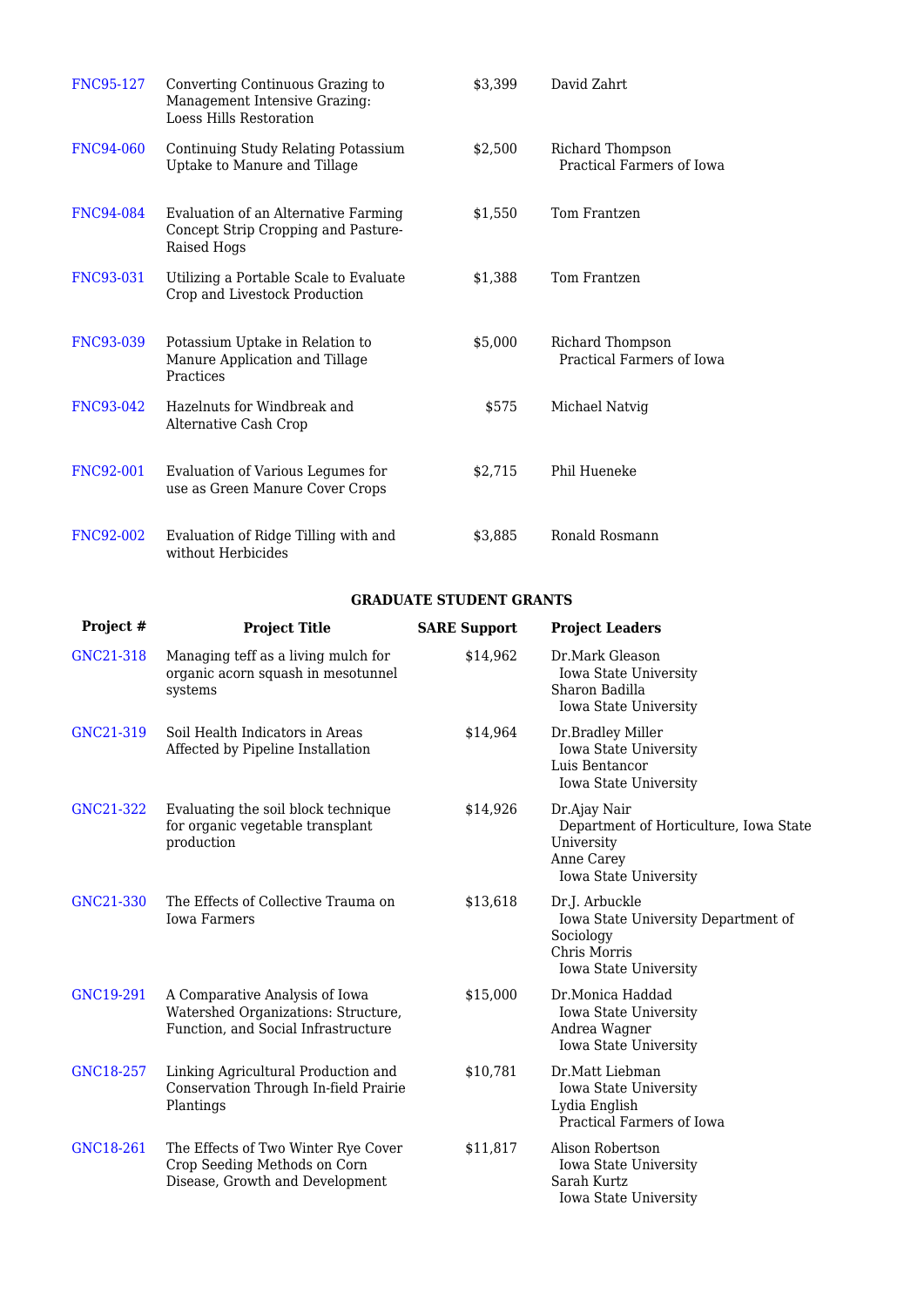| | | | |
|---|---|---|---|
| FNC95-127 | Converting Continuous Grazing to Management Intensive Grazing: Loess Hills Restoration | $3,399 | David Zahrt |
| FNC94-060 | Continuing Study Relating Potassium Uptake to Manure and Tillage | $2,500 | Richard Thompson<br>Practical Farmers of Iowa |
| FNC94-084 | Evaluation of an Alternative Farming Concept Strip Cropping and Pasture-Raised Hogs | $1,550 | Tom Frantzen |
| FNC93-031 | Utilizing a Portable Scale to Evaluate Crop and Livestock Production | $1,388 | Tom Frantzen |
| FNC93-039 | Potassium Uptake in Relation to Manure Application and Tillage Practices | $5,000 | Richard Thompson<br>Practical Farmers of Iowa |
| FNC93-042 | Hazelnuts for Windbreak and Alternative Cash Crop | $575 | Michael Natvig |
| FNC92-001 | Evaluation of Various Legumes for use as Green Manure Cover Crops | $2,715 | Phil Hueneke |
| FNC92-002 | Evaluation of Ridge Tilling with and without Herbicides | $3,885 | Ronald Rosmann |

**GRADUATE STUDENT GRANTS**

| Project # | Project Title | SARE Support | Project Leaders |
|---|---|---|---|
| GNC21-318 | Managing teff as a living mulch for organic acorn squash in mesotunnel systems | $14,962 | Dr.Mark Gleason<br>Iowa State University<br>Sharon Badilla<br>Iowa State University |
| GNC21-319 | Soil Health Indicators in Areas Affected by Pipeline Installation | $14,964 | Dr.Bradley Miller<br>Iowa State University<br>Luis Bentancor<br>Iowa State University |
| GNC21-322 | Evaluating the soil block technique for organic vegetable transplant production | $14,926 | Dr.Ajay Nair<br>Department of Horticulture, Iowa State University<br>Anne Carey<br>Iowa State University |
| GNC21-330 | The Effects of Collective Trauma on Iowa Farmers | $13,618 | Dr.J. Arbuckle<br>Iowa State University Department of Sociology<br>Chris Morris<br>Iowa State University |
| GNC19-291 | A Comparative Analysis of Iowa Watershed Organizations: Structure, Function, and Social Infrastructure | $15,000 | Dr.Monica Haddad<br>Iowa State University<br>Andrea Wagner<br>Iowa State University |
| GNC18-257 | Linking Agricultural Production and Conservation Through In-field Prairie Plantings | $10,781 | Dr.Matt Liebman<br>Iowa State University<br>Lydia English<br>Practical Farmers of Iowa |
| GNC18-261 | The Effects of Two Winter Rye Cover Crop Seeding Methods on Corn Disease, Growth and Development | $11,817 | Alison Robertson<br>Iowa State University<br>Sarah Kurtz<br>Iowa State University |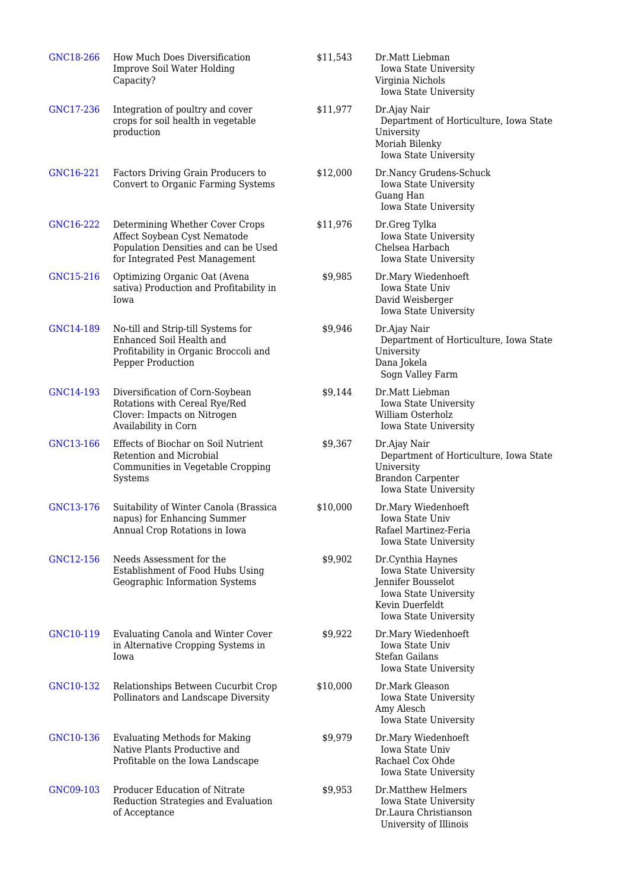| | | | |
|---|---|---|---|
| GNC18-266 | How Much Does Diversification Improve Soil Water Holding Capacity? | $11,543 | Dr.Matt Liebman<br>Iowa State University<br>Virginia Nichols<br>Iowa State University |
| GNC17-236 | Integration of poultry and cover crops for soil health in vegetable production | $11,977 | Dr.Ajay Nair<br>Department of Horticulture, Iowa State University<br>Moriah Bilenky<br>Iowa State University |
| GNC16-221 | Factors Driving Grain Producers to Convert to Organic Farming Systems | $12,000 | Dr.Nancy Grudens-Schuck<br>Iowa State University<br>Guang Han<br>Iowa State University |
| GNC16-222 | Determining Whether Cover Crops Affect Soybean Cyst Nematode Population Densities and can be Used for Integrated Pest Management | $11,976 | Dr.Greg Tylka<br>Iowa State University<br>Chelsea Harbach<br>Iowa State University |
| GNC15-216 | Optimizing Organic Oat (Avena sativa) Production and Profitability in Iowa | $9,985 | Dr.Mary Wiedenhoeft<br>Iowa State Univ<br>David Weisberger<br>Iowa State University |
| GNC14-189 | No-till and Strip-till Systems for Enhanced Soil Health and Profitability in Organic Broccoli and Pepper Production | $9,946 | Dr.Ajay Nair<br>Department of Horticulture, Iowa State University<br>Dana Jokela<br>Sogn Valley Farm |
| GNC14-193 | Diversification of Corn-Soybean Rotations with Cereal Rye/Red Clover: Impacts on Nitrogen Availability in Corn | $9,144 | Dr.Matt Liebman<br>Iowa State University<br>William Osterholz<br>Iowa State University |
| GNC13-166 | Effects of Biochar on Soil Nutrient Retention and Microbial Communities in Vegetable Cropping Systems | $9,367 | Dr.Ajay Nair<br>Department of Horticulture, Iowa State University<br>Brandon Carpenter<br>Iowa State University |
| GNC13-176 | Suitability of Winter Canola (Brassica napus) for Enhancing Summer Annual Crop Rotations in Iowa | $10,000 | Dr.Mary Wiedenhoeft<br>Iowa State Univ<br>Rafael Martinez-Feria<br>Iowa State University |
| GNC12-156 | Needs Assessment for the Establishment of Food Hubs Using Geographic Information Systems | $9,902 | Dr.Cynthia Haynes<br>Iowa State University<br>Jennifer Bousselot<br>Iowa State University<br>Kevin Duerfeldt<br>Iowa State University |
| GNC10-119 | Evaluating Canola and Winter Cover in Alternative Cropping Systems in Iowa | $9,922 | Dr.Mary Wiedenhoeft<br>Iowa State Univ<br>Stefan Gailans<br>Iowa State University |
| GNC10-132 | Relationships Between Cucurbit Crop Pollinators and Landscape Diversity | $10,000 | Dr.Mark Gleason<br>Iowa State University<br>Amy Alesch<br>Iowa State University |
| GNC10-136 | Evaluating Methods for Making Native Plants Productive and Profitable on the Iowa Landscape | $9,979 | Dr.Mary Wiedenhoeft<br>Iowa State Univ<br>Rachael Cox Ohde<br>Iowa State University |
| GNC09-103 | Producer Education of Nitrate Reduction Strategies and Evaluation of Acceptance | $9,953 | Dr.Matthew Helmers<br>Iowa State University<br>Dr.Laura Christianson<br>University of Illinois |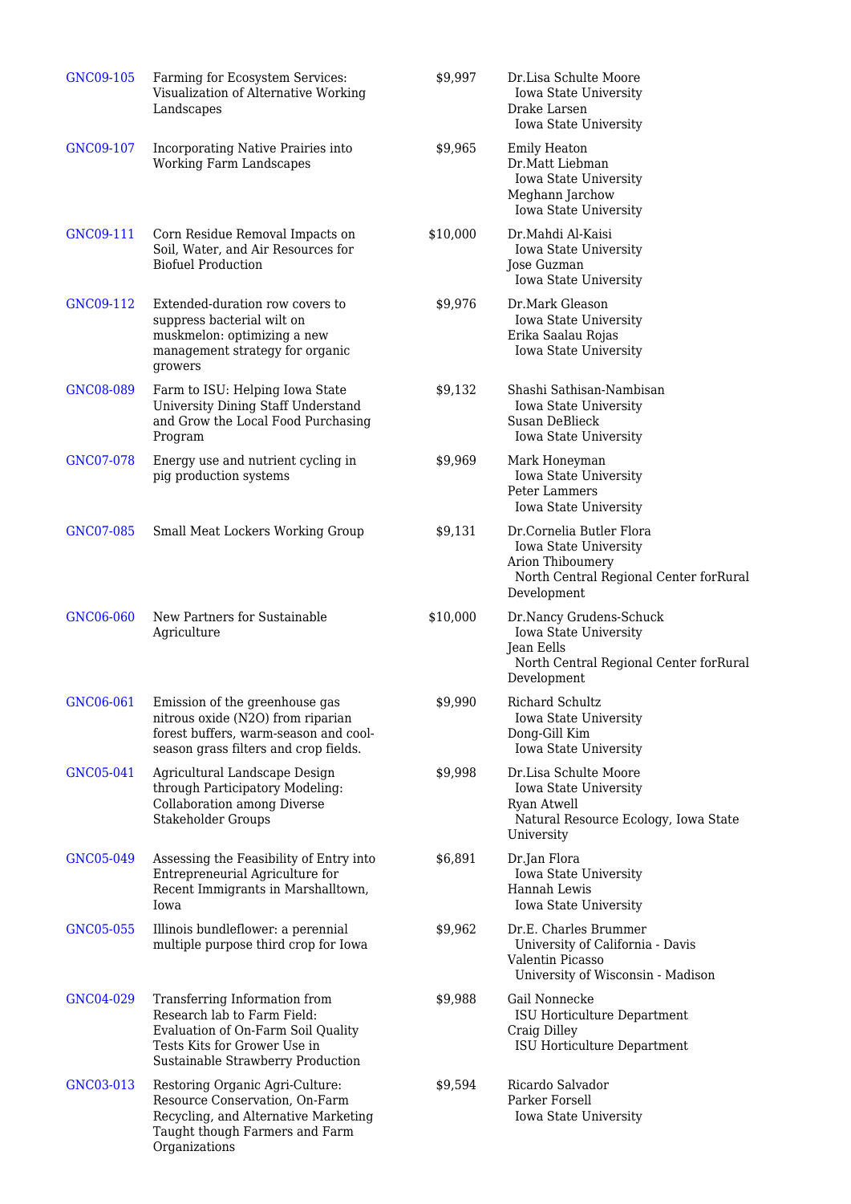| | | | |
|---|---|---|---|
| GNC09-105 | Farming for Ecosystem Services: Visualization of Alternative Working Landscapes | $9,997 | Dr.Lisa Schulte Moore<br>Iowa State University<br>Drake Larsen<br>Iowa State University |
| GNC09-107 | Incorporating Native Prairies into Working Farm Landscapes | $9,965 | Emily Heaton<br>Dr.Matt Liebman<br>Iowa State University<br>Meghann Jarchow<br>Iowa State University |
| GNC09-111 | Corn Residue Removal Impacts on Soil, Water, and Air Resources for Biofuel Production | $10,000 | Dr.Mahdi Al-Kaisi<br>Iowa State University<br>Jose Guzman<br>Iowa State University |
| GNC09-112 | Extended-duration row covers to suppress bacterial wilt on muskmelon: optimizing a new management strategy for organic growers | $9,976 | Dr.Mark Gleason<br>Iowa State University<br>Erika Saalau Rojas<br>Iowa State University |
| GNC08-089 | Farm to ISU: Helping Iowa State University Dining Staff Understand and Grow the Local Food Purchasing Program | $9,132 | Shashi Sathisan-Nambisan<br>Iowa State University<br>Susan DeBlieck<br>Iowa State University |
| GNC07-078 | Energy use and nutrient cycling in pig production systems | $9,969 | Mark Honeyman<br>Iowa State University<br>Peter Lammers<br>Iowa State University |
| GNC07-085 | Small Meat Lockers Working Group | $9,131 | Dr.Cornelia Butler Flora<br>Iowa State University<br>Arion Thiboumery<br>North Central Regional Center forRural Development |
| GNC06-060 | New Partners for Sustainable Agriculture | $10,000 | Dr.Nancy Grudens-Schuck<br>Iowa State University<br>Jean Eells<br>North Central Regional Center forRural Development |
| GNC06-061 | Emission of the greenhouse gas nitrous oxide ($N_2O$) from riparian forest buffers, warm-season and cool-season grass filters and crop fields. | $9,990 | Richard Schultz<br>Iowa State University<br>Dong-Gill Kim<br>Iowa State University |
| GNC05-041 | Agricultural Landscape Design through Participatory Modeling: Collaboration among Diverse Stakeholder Groups | $9,998 | Dr.Lisa Schulte Moore<br>Iowa State University<br>Ryan Atwell<br>Natural Resource Ecology, Iowa State University |
| GNC05-049 | Assessing the Feasibility of Entry into Entrepreneurial Agriculture for Recent Immigrants in Marshalltown, Iowa | $6,891 | Dr.Jan Flora<br>Iowa State University<br>Hannah Lewis<br>Iowa State University |
| GNC05-055 | Illinois bundleflower: a perennial multiple purpose third crop for Iowa | $9,962 | Dr.E. Charles Brummer<br>University of California - Davis<br>Valentin Picasso<br>University of Wisconsin - Madison |
| GNC04-029 | Transferring Information from Research lab to Farm Field: Evaluation of On-Farm Soil Quality Tests Kits for Grower Use in Sustainable Strawberry Production | $9,988 | Gail Nonnecke<br>ISU Horticulture Department<br>Craig Dilley<br>ISU Horticulture Department |
| GNC03-013 | Restoring Organic Agri-Culture: Resource Conservation, On-Farm Recycling, and Alternative Marketing Taught though Farmers and Farm Organizations | $9,594 | Ricardo Salvador<br>Parker Forsell<br>Iowa State University |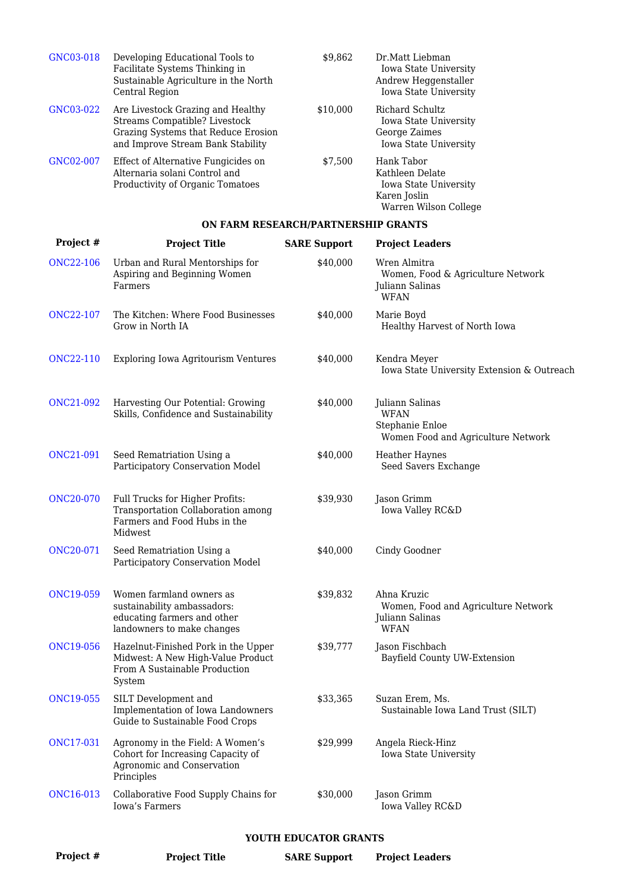| Project # | Project Title | SARE Support | Project Leaders |
|---|---|---|---|
| GNC03-018 | Developing Educational Tools to Facilitate Systems Thinking in Sustainable Agriculture in the North Central Region | $9,862 | Dr.Matt Liebman<br>Iowa State University<br>Andrew Heggenstaller<br>Iowa State University |
| GNC03-022 | Are Livestock Grazing and Healthy Streams Compatible? Livestock Grazing Systems that Reduce Erosion and Improve Stream Bank Stability | $10,000 | Richard Schultz<br>Iowa State University<br>George Zaimes<br>Iowa State University |
| GNC02-007 | Effect of Alternative Fungicides on Alternaria solani Control and Productivity of Organic Tomatoes | $7,500 | Hank Tabor<br>Kathleen Delate<br>Iowa State University<br>Karen Joslin<br>Warren Wilson College |

**ON FARM RESEARCH/PARTNERSHIP GRANTS**

| Project # | Project Title | SARE Support | Project Leaders |
|---|---|---|---|
| ONC22-106 | Urban and Rural Mentorships for Aspiring and Beginning Women Farmers | $40,000 | Wren Almitra<br>Women, Food & Agriculture Network<br>Juliann Salinas<br>WFAN |
| ONC22-107 | The Kitchen: Where Food Businesses Grow in North IA | $40,000 | Marie Boyd<br>Healthy Harvest of North Iowa |
| ONC22-110 | Exploring Iowa Agritourism Ventures | $40,000 | Kendra Meyer<br>Iowa State University Extension & Outreach |
| ONC21-092 | Harvesting Our Potential: Growing Skills, Confidence and Sustainability | $40,000 | Juliann Salinas<br>WFAN<br>Stephanie Enloe<br>Women Food and Agriculture Network |
| ONC21-091 | Seed Rematriation Using a Participatory Conservation Model | $40,000 | Heather Haynes<br>Seed Savers Exchange |
| ONC20-070 | Full Trucks for Higher Profits: Transportation Collaboration among Farmers and Food Hubs in the Midwest | $39,930 | Jason Grimm<br>Iowa Valley RC&D |
| ONC20-071 | Seed Rematriation Using a Participatory Conservation Model | $40,000 | Cindy Goodner |
| ONC19-059 | Women farmland owners as sustainability ambassadors: educating farmers and other landowners to make changes | $39,832 | Ahna Kruzic<br>Women, Food and Agriculture Network<br>Juliann Salinas<br>WFAN |
| ONC19-056 | Hazelnut-Finished Pork in the Upper Midwest: A New High-Value Product From A Sustainable Production System | $39,777 | Jason Fischbach<br>Bayfield County UW-Extension |
| ONC19-055 | SILT Development and Implementation of Iowa Landowners Guide to Sustainable Food Crops | $33,365 | Suzan Erem, Ms.<br>Sustainable Iowa Land Trust (SILT) |
| ONC17-031 | Agronomy in the Field: A Women's Cohort for Increasing Capacity of Agronomic and Conservation Principles | $29,999 | Angela Rieck-Hinz<br>Iowa State University |
| ONC16-013 | Collaborative Food Supply Chains for Iowa's Farmers | $30,000 | Jason Grimm<br>Iowa Valley RC&D |

**YOUTH EDUCATOR GRANTS**

| Project # | Project Title | SARE Support | Project Leaders |
|---|---|---|---|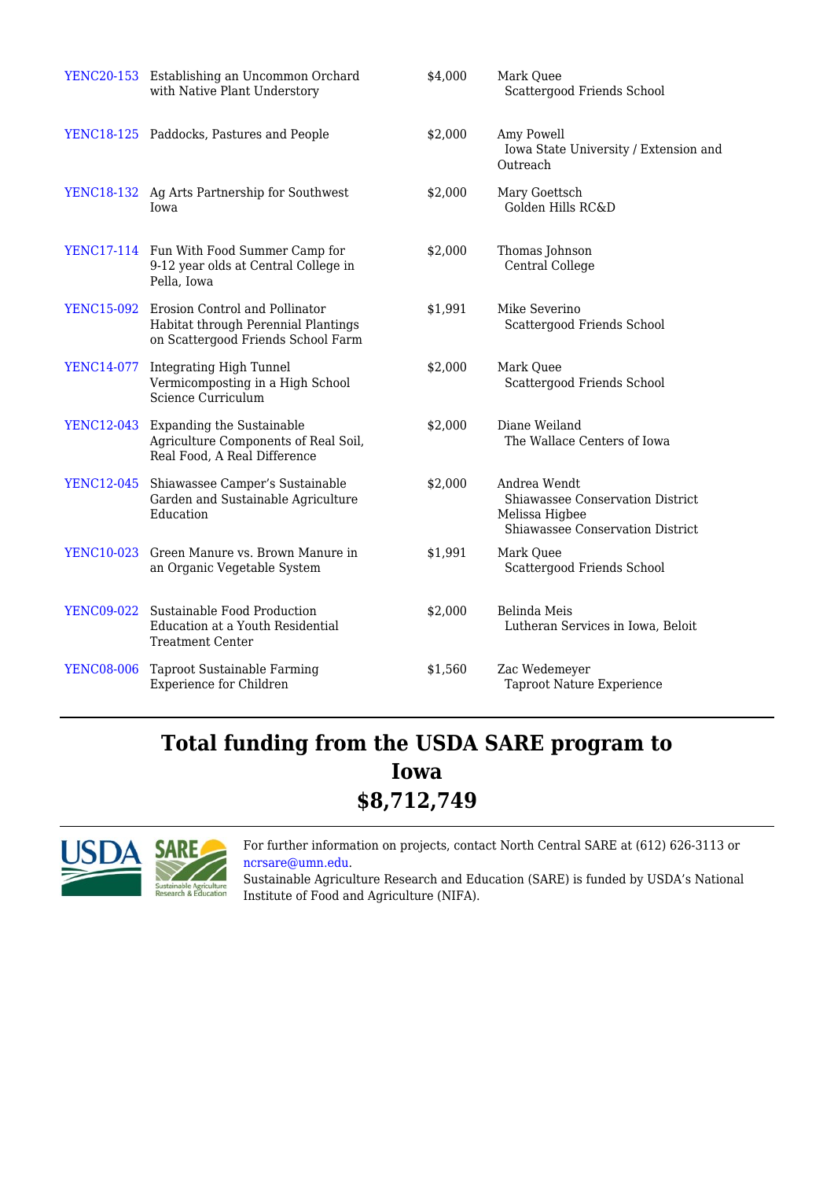| | | | |
|---|---|---|---|
| YENC20-153 | Establishing an Uncommon Orchard with Native Plant Understory | $4,000 | Mark Quee<br>Scattergood Friends School |
| YENC18-125 | Paddocks, Pastures and People | $2,000 | Amy Powell<br>Iowa State University / Extension and Outreach |
| YENC18-132 | Ag Arts Partnership for Southwest Iowa | $2,000 | Mary Goettsch<br>Golden Hills RC&D |
| YENC17-114 | Fun With Food Summer Camp for 9-12 year olds at Central College in Pella, Iowa | $2,000 | Thomas Johnson<br>Central College |
| YENC15-092 | Erosion Control and Pollinator Habitat through Perennial Plantings on Scattergood Friends School Farm | $1,991 | Mike Severino<br>Scattergood Friends School |
| YENC14-077 | Integrating High Tunnel Vermicomposting in a High School Science Curriculum | $2,000 | Mark Quee<br>Scattergood Friends School |
| YENC12-043 | Expanding the Sustainable Agriculture Components of Real Soil, Real Food, A Real Difference | $2,000 | Diane Weiland<br>The Wallace Centers of Iowa |
| YENC12-045 | Shiawassee Camper's Sustainable Garden and Sustainable Agriculture Education | $2,000 | Andrea Wendt<br>Shiawassee Conservation District<br>Melissa Higbee<br>Shiawassee Conservation District |
| YENC10-023 | Green Manure vs. Brown Manure in an Organic Vegetable System | $1,991 | Mark Quee<br>Scattergood Friends School |
| YENC09-022 | Sustainable Food Production Education at a Youth Residential Treatment Center | $2,000 | Belinda Meis<br>Lutheran Services in Iowa, Beloit |
| YENC08-006 | Taproot Sustainable Farming Experience for Children | $1,560 | Zac Wedemeyer<br>Taproot Nature Experience |

## Total funding from the USDA SARE program to Iowa $8,712,749

For further information on projects, contact North Central SARE at (612) 626-3113 or ncrsare@umn.edu.
Sustainable Agriculture Research and Education (SARE) is funded by USDA's National Institute of Food and Agriculture (NIFA).